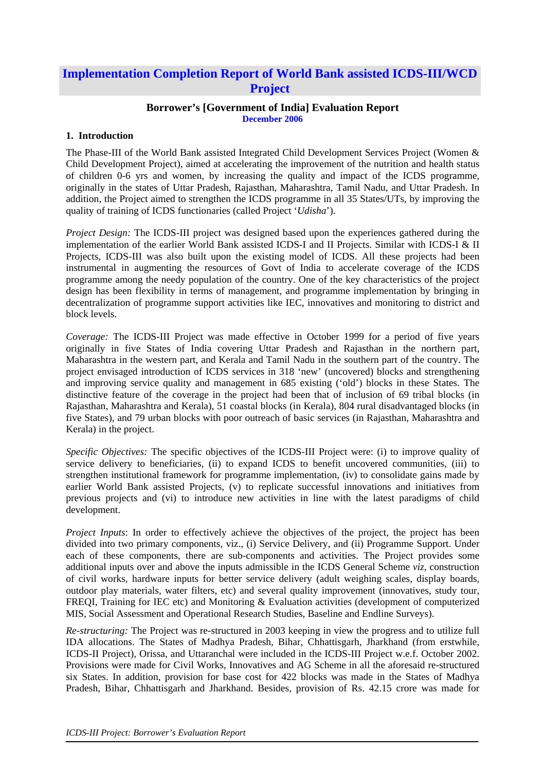# Implementation Completion Report of World Bank assisted ICDS-III/WCD Project

**Borrower's [Government of India] Evaluation Report**
**December 2006**

## 1. Introduction

The Phase-III of the World Bank assisted Integrated Child Development Services Project (Women & Child Development Project), aimed at accelerating the improvement of the nutrition and health status of children 0-6 yrs and women, by increasing the quality and impact of the ICDS programme, originally in the states of Uttar Pradesh, Rajasthan, Maharashtra, Tamil Nadu, and Uttar Pradesh. In addition, the Project aimed to strengthen the ICDS programme in all 35 States/UTs, by improving the quality of training of ICDS functionaries (called Project '*Udisha*').

*Project Design:* The ICDS-III project was designed based upon the experiences gathered during the implementation of the earlier World Bank assisted ICDS-I and II Projects. Similar with ICDS-I & II Projects, ICDS-III was also built upon the existing model of ICDS. All these projects had been instrumental in augmenting the resources of Govt of India to accelerate coverage of the ICDS programme among the needy population of the country. One of the key characteristics of the project design has been flexibility in terms of management, and programme implementation by bringing in decentralization of programme support activities like IEC, innovatives and monitoring to district and block levels.

*Coverage:* The ICDS-III Project was made effective in October 1999 for a period of five years originally in five States of India covering Uttar Pradesh and Rajasthan in the northern part, Maharashtra in the western part, and Kerala and Tamil Nadu in the southern part of the country. The project envisaged introduction of ICDS services in 318 'new' (uncovered) blocks and strengthening and improving service quality and management in 685 existing ('old') blocks in these States. The distinctive feature of the coverage in the project had been that of inclusion of 69 tribal blocks (in Rajasthan, Maharashtra and Kerala), 51 coastal blocks (in Kerala), 804 rural disadvantaged blocks (in five States), and 79 urban blocks with poor outreach of basic services (in Rajasthan, Maharashtra and Kerala) in the project.

*Specific Objectives:* The specific objectives of the ICDS-III Project were: (i) to improve quality of service delivery to beneficiaries, (ii) to expand ICDS to benefit uncovered communities, (iii) to strengthen institutional framework for programme implementation, (iv) to consolidate gains made by earlier World Bank assisted Projects, (v) to replicate successful innovations and initiatives from previous projects and (vi) to introduce new activities in line with the latest paradigms of child development.

*Project Inputs*: In order to effectively achieve the objectives of the project, the project has been divided into two primary components, viz., (i) Service Delivery, and (ii) Programme Support. Under each of these components, there are sub-components and activities. The Project provides some additional inputs over and above the inputs admissible in the ICDS General Scheme *viz,* construction of civil works, hardware inputs for better service delivery (adult weighing scales, display boards, outdoor play materials, water filters, etc) and several quality improvement (innovatives, study tour, FREQI, Training for IEC etc) and Monitoring & Evaluation activities (development of computerized MIS, Social Assessment and Operational Research Studies, Baseline and Endline Surveys).

*Re-structuring:* The Project was re-structured in 2003 keeping in view the progress and to utilize full IDA allocations. The States of Madhya Pradesh, Bihar, Chhattisgarh, Jharkhand (from erstwhile, ICDS-II Project), Orissa, and Uttaranchal were included in the ICDS-III Project w.e.f. October 2002. Provisions were made for Civil Works, Innovatives and AG Scheme in all the aforesaid re-structured six States. In addition, provision for base cost for 422 blocks was made in the States of Madhya Pradesh, Bihar, Chhattisgarh and Jharkhand. Besides, provision of Rs. 42.15 crore was made for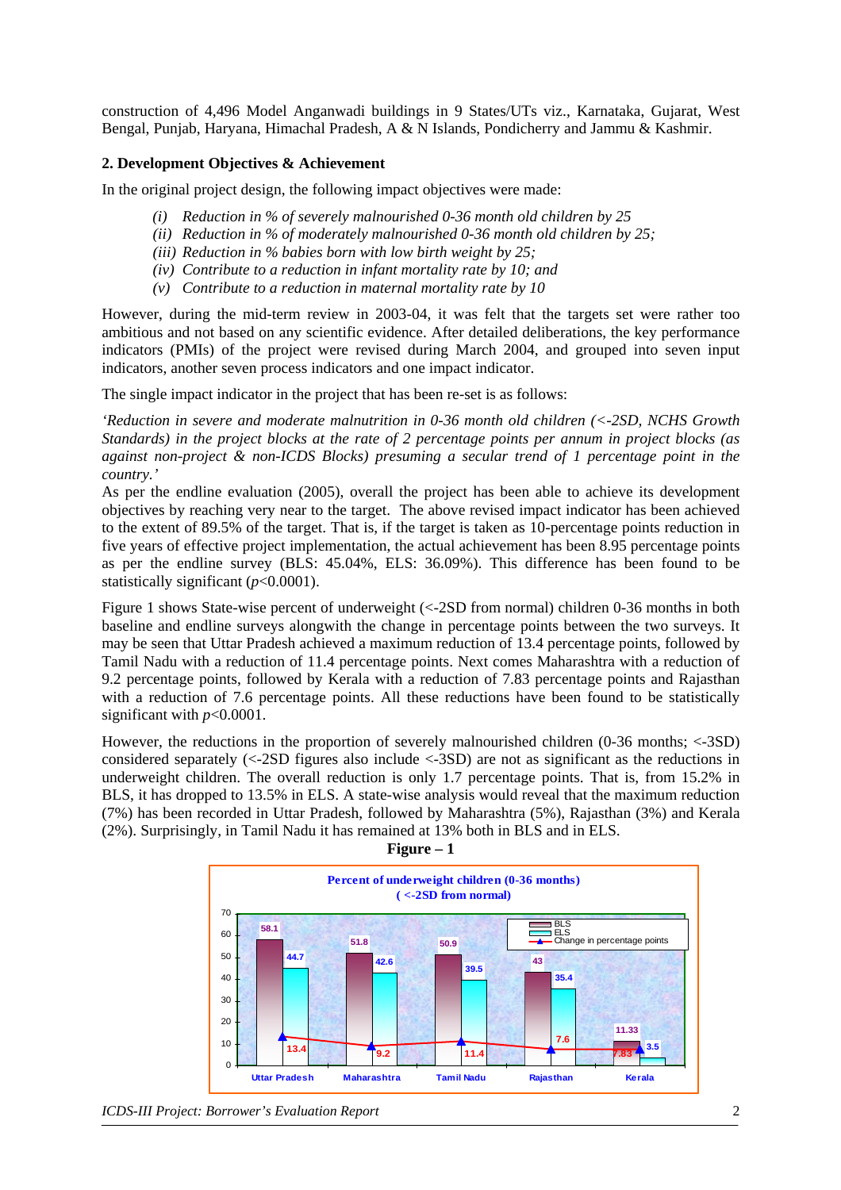construction of 4,496 Model Anganwadi buildings in 9 States/UTs viz., Karnataka, Gujarat, West Bengal, Punjab, Haryana, Himachal Pradesh, A & N Islands, Pondicherry and Jammu & Kashmir.

## 2. Development Objectives & Achievement

In the original project design, the following impact objectives were made:

*(i) Reduction in % of severely malnourished 0-36 month old children by 25*
*(ii) Reduction in % of moderately malnourished 0-36 month old children by 25;*
*(iii) Reduction in % babies born with low birth weight by 25;*
*(iv) Contribute to a reduction in infant mortality rate by 10; and*
*(v) Contribute to a reduction in maternal mortality rate by 10*

However, during the mid-term review in 2003-04, it was felt that the targets set were rather too ambitious and not based on any scientific evidence. After detailed deliberations, the key performance indicators (PMIs) of the project were revised during March 2004, and grouped into seven input indicators, another seven process indicators and one impact indicator.

The single impact indicator in the project that has been re-set is as follows:

*'Reduction in severe and moderate malnutrition in 0-36 month old children (<-2SD, NCHS Growth Standards) in the project blocks at the rate of 2 percentage points per annum in project blocks (as against non-project & non-ICDS Blocks) presuming a secular trend of 1 percentage point in the country.'*

As per the endline evaluation (2005), overall the project has been able to achieve its development objectives by reaching very near to the target. The above revised impact indicator has been achieved to the extent of 89.5% of the target. That is, if the target is taken as 10-percentage points reduction in five years of effective project implementation, the actual achievement has been 8.95 percentage points as per the endline survey (BLS: 45.04%, ELS: 36.09%). This difference has been found to be statistically significant ($p$<0.0001).

Figure 1 shows State-wise percent of underweight (<-2SD from normal) children 0-36 months in both baseline and endline surveys alongwith the change in percentage points between the two surveys. It may be seen that Uttar Pradesh achieved a maximum reduction of 13.4 percentage points, followed by Tamil Nadu with a reduction of 11.4 percentage points. Next comes Maharashtra with a reduction of 9.2 percentage points, followed by Kerala with a reduction of 7.83 percentage points and Rajasthan with a reduction of 7.6 percentage points. All these reductions have been found to be statistically significant with $p$<0.0001.

However, the reductions in the proportion of severely malnourished children (0-36 months; <-3SD) considered separately (<-2SD figures also include <-3SD) are not as significant as the reductions in underweight children. The overall reduction is only 1.7 percentage points. That is, from 15.2% in BLS, it has dropped to 13.5% in ELS. A state-wise analysis would reveal that the maximum reduction (7%) has been recorded in Uttar Pradesh, followed by Maharashtra (5%), Rajasthan (3%) and Kerala (2%). Surprisingly, in Tamil Nadu it has remained at 13% both in BLS and in ELS.

**Figure – 1**

**Percent of underweight children (0-36 months) ( <-2SD from normal)**

| State | BLS | ELS | Change in percentage points |
|---|---|---|---|
| Uttar Pradesh | 58.1 | 44.7 | 13.4 |
| Maharashtra | 51.8 | 42.6 | 9.2 |
| Tamil Nadu | 50.9 | 39.5 | 11.4 |
| Rajasthan | 43 | 35.4 | 7.6 |
| Kerala | 11.33 | 3.5 | 7.83 |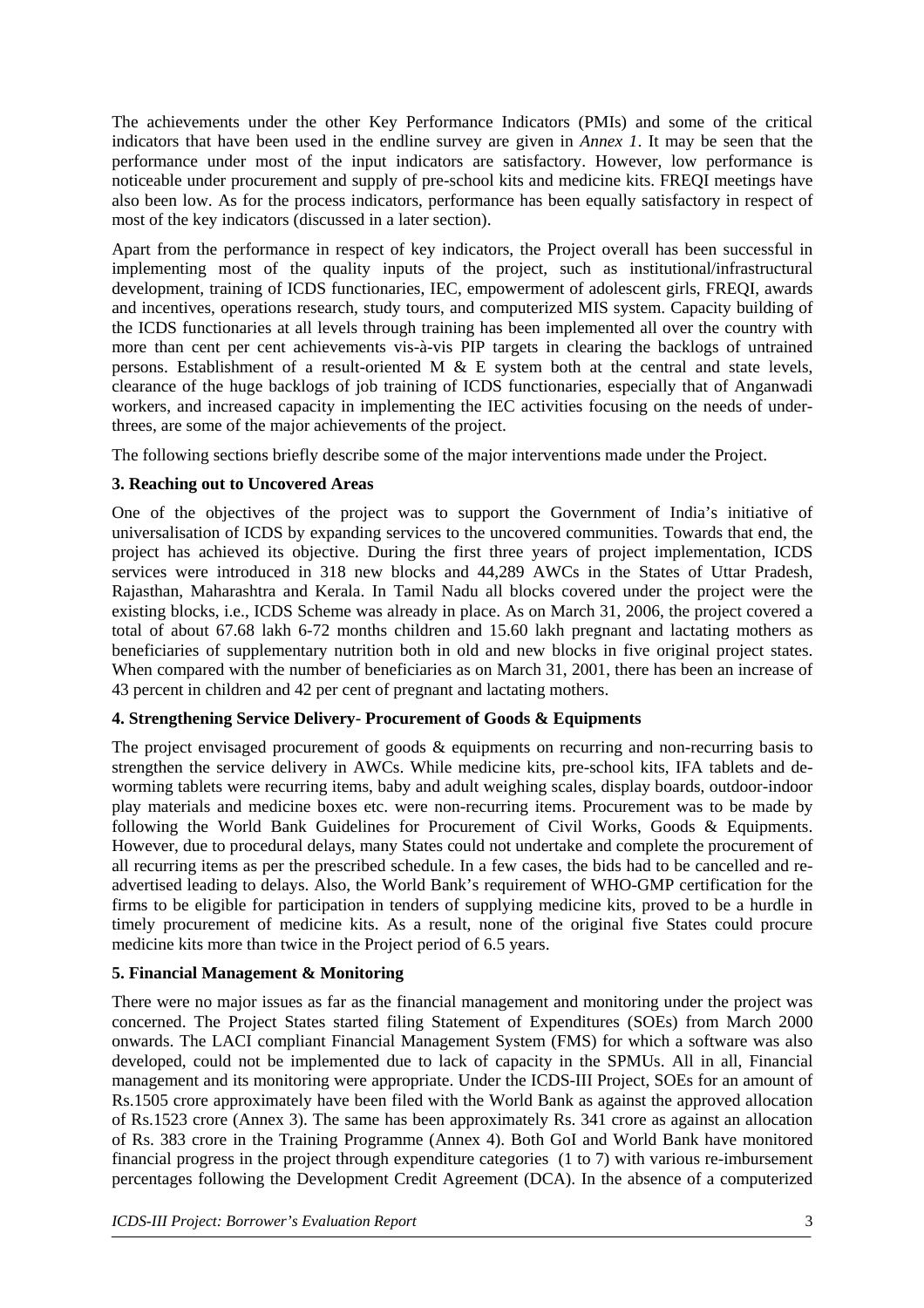The achievements under the other Key Performance Indicators (PMIs) and some of the critical indicators that have been used in the endline survey are given in *Annex 1*. It may be seen that the performance under most of the input indicators are satisfactory. However, low performance is noticeable under procurement and supply of pre-school kits and medicine kits. FREQI meetings have also been low. As for the process indicators, performance has been equally satisfactory in respect of most of the key indicators (discussed in a later section).

Apart from the performance in respect of key indicators, the Project overall has been successful in implementing most of the quality inputs of the project, such as institutional/infrastructural development, training of ICDS functionaries, IEC, empowerment of adolescent girls, FREQI, awards and incentives, operations research, study tours, and computerized MIS system. Capacity building of the ICDS functionaries at all levels through training has been implemented all over the country with more than cent per cent achievements vis-à-vis PIP targets in clearing the backlogs of untrained persons. Establishment of a result-oriented M & E system both at the central and state levels, clearance of the huge backlogs of job training of ICDS functionaries, especially that of Anganwadi workers, and increased capacity in implementing the IEC activities focusing on the needs of under-threes, are some of the major achievements of the project.

The following sections briefly describe some of the major interventions made under the Project.

### 3. Reaching out to Uncovered Areas

One of the objectives of the project was to support the Government of India's initiative of universalisation of ICDS by expanding services to the uncovered communities. Towards that end, the project has achieved its objective. During the first three years of project implementation, ICDS services were introduced in 318 new blocks and 44,289 AWCs in the States of Uttar Pradesh, Rajasthan, Maharashtra and Kerala. In Tamil Nadu all blocks covered under the project were the existing blocks, i.e., ICDS Scheme was already in place. As on March 31, 2006, the project covered a total of about 67.68 lakh 6-72 months children and 15.60 lakh pregnant and lactating mothers as beneficiaries of supplementary nutrition both in old and new blocks in five original project states. When compared with the number of beneficiaries as on March 31, 2001, there has been an increase of 43 percent in children and 42 per cent of pregnant and lactating mothers.

### 4. Strengthening Service Delivery- Procurement of Goods & Equipments

The project envisaged procurement of goods & equipments on recurring and non-recurring basis to strengthen the service delivery in AWCs. While medicine kits, pre-school kits, IFA tablets and de-worming tablets were recurring items, baby and adult weighing scales, display boards, outdoor-indoor play materials and medicine boxes etc. were non-recurring items. Procurement was to be made by following the World Bank Guidelines for Procurement of Civil Works, Goods & Equipments. However, due to procedural delays, many States could not undertake and complete the procurement of all recurring items as per the prescribed schedule. In a few cases, the bids had to be cancelled and re-advertised leading to delays. Also, the World Bank's requirement of WHO-GMP certification for the firms to be eligible for participation in tenders of supplying medicine kits, proved to be a hurdle in timely procurement of medicine kits. As a result, none of the original five States could procure medicine kits more than twice in the Project period of 6.5 years.

### 5. Financial Management & Monitoring

There were no major issues as far as the financial management and monitoring under the project was concerned. The Project States started filing Statement of Expenditures (SOEs) from March 2000 onwards. The LACI compliant Financial Management System (FMS) for which a software was also developed, could not be implemented due to lack of capacity in the SPMUs. All in all, Financial management and its monitoring were appropriate. Under the ICDS-III Project, SOEs for an amount of Rs.1505 crore approximately have been filed with the World Bank as against the approved allocation of Rs.1523 crore (Annex 3). The same has been approximately Rs. 341 crore as against an allocation of Rs. 383 crore in the Training Programme (Annex 4). Both GoI and World Bank have monitored financial progress in the project through expenditure categories (1 to 7) with various re-imbursement percentages following the Development Credit Agreement (DCA). In the absence of a computerized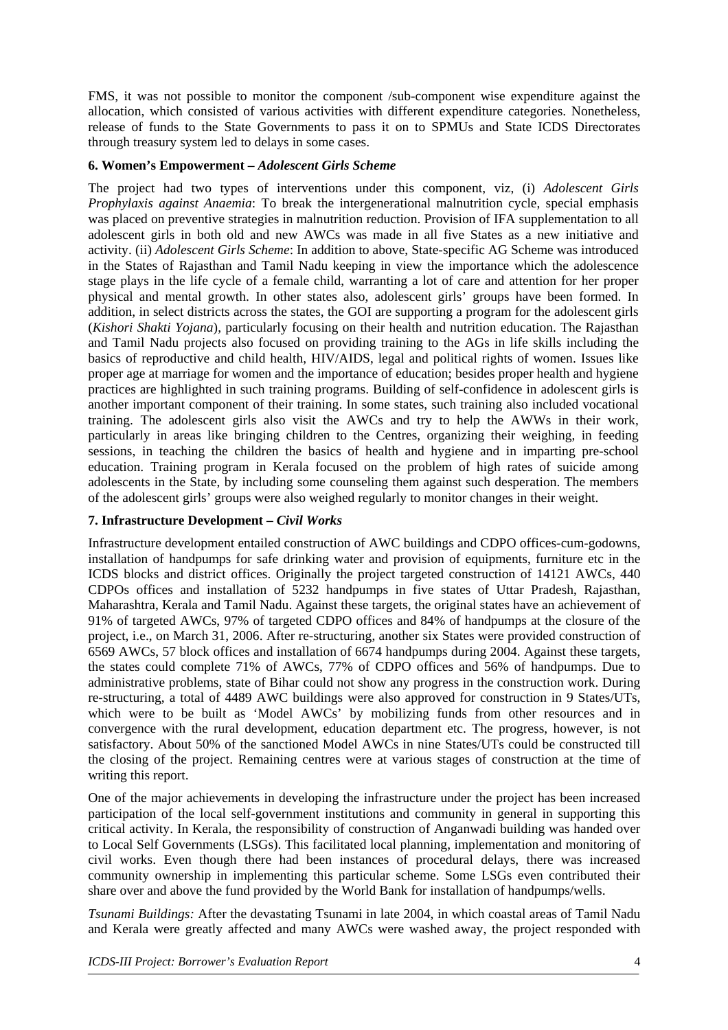FMS, it was not possible to monitor the component /sub-component wise expenditure against the allocation, which consisted of various activities with different expenditure categories. Nonetheless, release of funds to the State Governments to pass it on to SPMUs and State ICDS Directorates through treasury system led to delays in some cases.

### 6. Women's Empowerment – *Adolescent Girls Scheme*

The project had two types of interventions under this component, viz, (i) *Adolescent Girls Prophylaxis against Anaemia*: To break the intergenerational malnutrition cycle, special emphasis was placed on preventive strategies in malnutrition reduction. Provision of IFA supplementation to all adolescent girls in both old and new AWCs was made in all five States as a new initiative and activity. (ii) *Adolescent Girls Scheme*: In addition to above, State-specific AG Scheme was introduced in the States of Rajasthan and Tamil Nadu keeping in view the importance which the adolescence stage plays in the life cycle of a female child, warranting a lot of care and attention for her proper physical and mental growth. In other states also, adolescent girls' groups have been formed. In addition, in select districts across the states, the GOI are supporting a program for the adolescent girls (*Kishori Shakti Yojana*), particularly focusing on their health and nutrition education. The Rajasthan and Tamil Nadu projects also focused on providing training to the AGs in life skills including the basics of reproductive and child health, HIV/AIDS, legal and political rights of women. Issues like proper age at marriage for women and the importance of education; besides proper health and hygiene practices are highlighted in such training programs. Building of self-confidence in adolescent girls is another important component of their training. In some states, such training also included vocational training. The adolescent girls also visit the AWCs and try to help the AWWs in their work, particularly in areas like bringing children to the Centres, organizing their weighing, in feeding sessions, in teaching the children the basics of health and hygiene and in imparting pre-school education. Training program in Kerala focused on the problem of high rates of suicide among adolescents in the State, by including some counseling them against such desperation. The members of the adolescent girls' groups were also weighed regularly to monitor changes in their weight.

### 7. Infrastructure Development – *Civil Works*

Infrastructure development entailed construction of AWC buildings and CDPO offices-cum-godowns, installation of handpumps for safe drinking water and provision of equipments, furniture etc in the ICDS blocks and district offices. Originally the project targeted construction of 14121 AWCs, 440 CDPOs offices and installation of 5232 handpumps in five states of Uttar Pradesh, Rajasthan, Maharashtra, Kerala and Tamil Nadu. Against these targets, the original states have an achievement of 91% of targeted AWCs, 97% of targeted CDPO offices and 84% of handpumps at the closure of the project, i.e., on March 31, 2006. After re-structuring, another six States were provided construction of 6569 AWCs, 57 block offices and installation of 6674 handpumps during 2004. Against these targets, the states could complete 71% of AWCs, 77% of CDPO offices and 56% of handpumps. Due to administrative problems, state of Bihar could not show any progress in the construction work. During re-structuring, a total of 4489 AWC buildings were also approved for construction in 9 States/UTs, which were to be built as 'Model AWCs' by mobilizing funds from other resources and in convergence with the rural development, education department etc. The progress, however, is not satisfactory. About 50% of the sanctioned Model AWCs in nine States/UTs could be constructed till the closing of the project. Remaining centres were at various stages of construction at the time of writing this report.

One of the major achievements in developing the infrastructure under the project has been increased participation of the local self-government institutions and community in general in supporting this critical activity. In Kerala, the responsibility of construction of Anganwadi building was handed over to Local Self Governments (LSGs). This facilitated local planning, implementation and monitoring of civil works. Even though there had been instances of procedural delays, there was increased community ownership in implementing this particular scheme. Some LSGs even contributed their share over and above the fund provided by the World Bank for installation of handpumps/wells.

*Tsunami Buildings:* After the devastating Tsunami in late 2004, in which coastal areas of Tamil Nadu and Kerala were greatly affected and many AWCs were washed away, the project responded with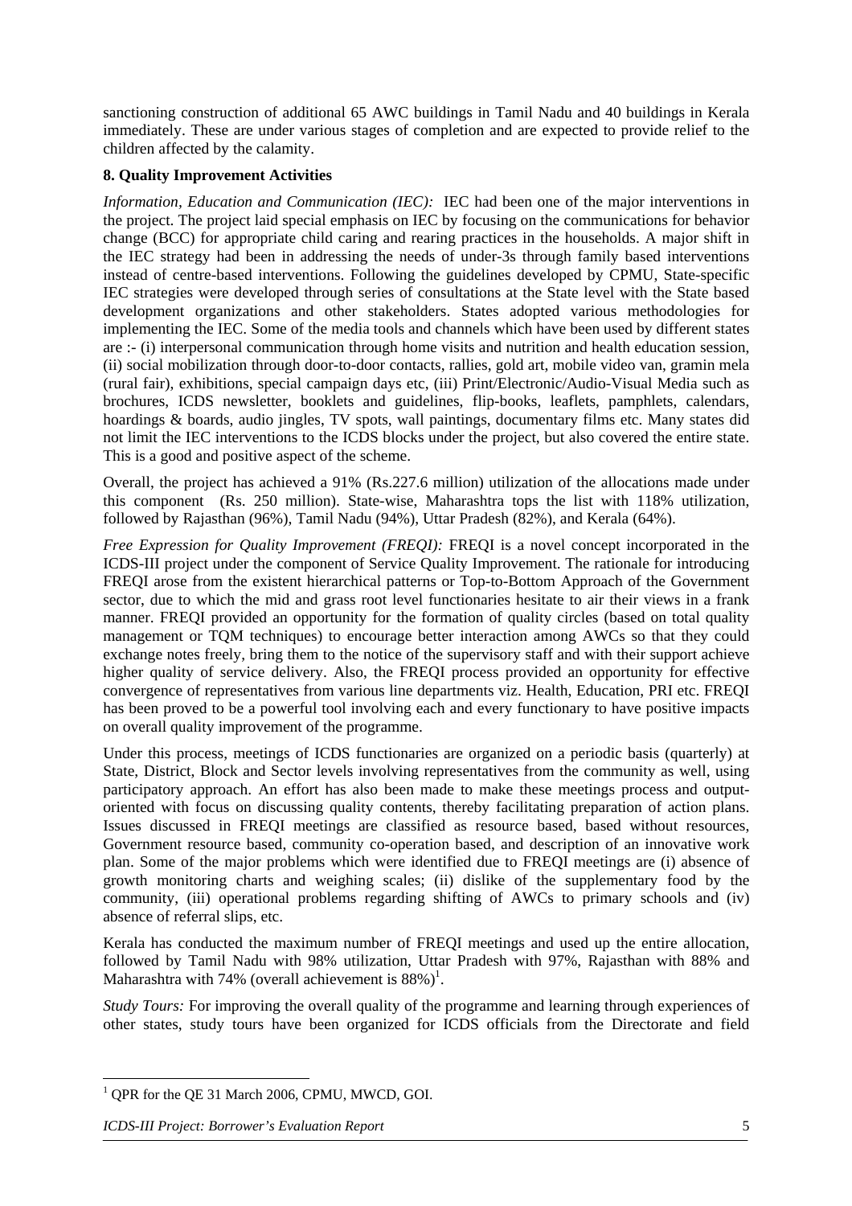sanctioning construction of additional 65 AWC buildings in Tamil Nadu and 40 buildings in Kerala immediately. These are under various stages of completion and are expected to provide relief to the children affected by the calamity.

**8. Quality Improvement Activities**

*Information, Education and Communication (IEC):* IEC had been one of the major interventions in the project. The project laid special emphasis on IEC by focusing on the communications for behavior change (BCC) for appropriate child caring and rearing practices in the households. A major shift in the IEC strategy had been in addressing the needs of under-3s through family based interventions instead of centre-based interventions. Following the guidelines developed by CPMU, State-specific IEC strategies were developed through series of consultations at the State level with the State based development organizations and other stakeholders. States adopted various methodologies for implementing the IEC. Some of the media tools and channels which have been used by different states are :- (i) interpersonal communication through home visits and nutrition and health education session, (ii) social mobilization through door-to-door contacts, rallies, gold art, mobile video van, gramin mela (rural fair), exhibitions, special campaign days etc, (iii) Print/Electronic/Audio-Visual Media such as brochures, ICDS newsletter, booklets and guidelines, flip-books, leaflets, pamphlets, calendars, hoardings & boards, audio jingles, TV spots, wall paintings, documentary films etc. Many states did not limit the IEC interventions to the ICDS blocks under the project, but also covered the entire state. This is a good and positive aspect of the scheme.

Overall, the project has achieved a 91% (Rs.227.6 million) utilization of the allocations made under this component (Rs. 250 million). State-wise, Maharashtra tops the list with 118% utilization, followed by Rajasthan (96%), Tamil Nadu (94%), Uttar Pradesh (82%), and Kerala (64%).

*Free Expression for Quality Improvement (FREQI):* FREQI is a novel concept incorporated in the ICDS-III project under the component of Service Quality Improvement. The rationale for introducing FREQI arose from the existent hierarchical patterns or Top-to-Bottom Approach of the Government sector, due to which the mid and grass root level functionaries hesitate to air their views in a frank manner. FREQI provided an opportunity for the formation of quality circles (based on total quality management or TQM techniques) to encourage better interaction among AWCs so that they could exchange notes freely, bring them to the notice of the supervisory staff and with their support achieve higher quality of service delivery. Also, the FREQI process provided an opportunity for effective convergence of representatives from various line departments viz. Health, Education, PRI etc. FREQI has been proved to be a powerful tool involving each and every functionary to have positive impacts on overall quality improvement of the programme.

Under this process, meetings of ICDS functionaries are organized on a periodic basis (quarterly) at State, District, Block and Sector levels involving representatives from the community as well, using participatory approach. An effort has also been made to make these meetings process and output-oriented with focus on discussing quality contents, thereby facilitating preparation of action plans. Issues discussed in FREQI meetings are classified as resource based, based without resources, Government resource based, community co-operation based, and description of an innovative work plan. Some of the major problems which were identified due to FREQI meetings are (i) absence of growth monitoring charts and weighing scales; (ii) dislike of the supplementary food by the community, (iii) operational problems regarding shifting of AWCs to primary schools and (iv) absence of referral slips, etc.

Kerala has conducted the maximum number of FREQI meetings and used up the entire allocation, followed by Tamil Nadu with 98% utilization, Uttar Pradesh with 97%, Rajasthan with 88% and Maharashtra with 74% (overall achievement is 88%)[1].

*Study Tours:* For improving the overall quality of the programme and learning through experiences of other states, study tours have been organized for ICDS officials from the Directorate and field

[1] QPR for the QE 31 March 2006, CPMU, MWCD, GOI.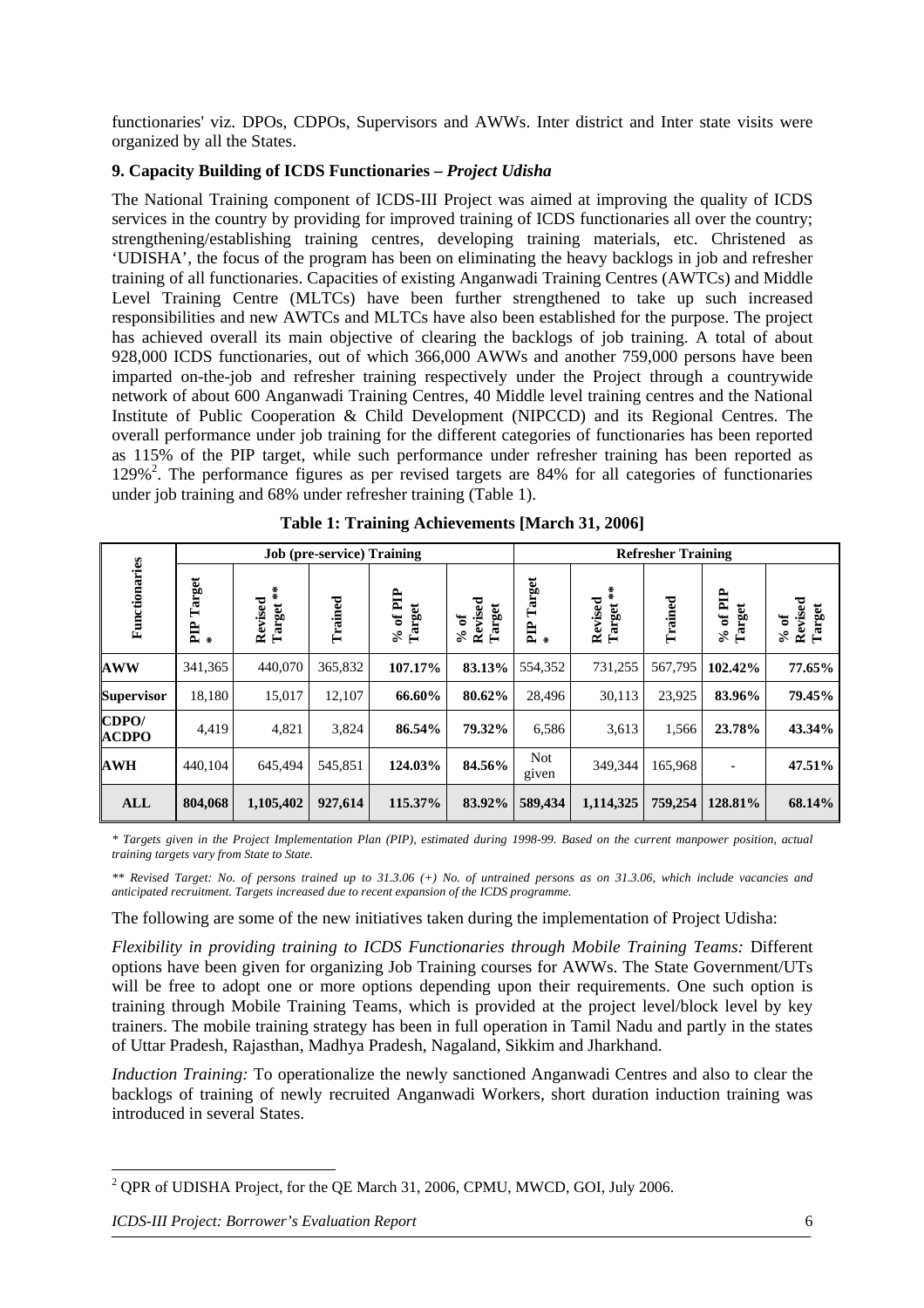functionaries' viz. DPOs, CDPOs, Supervisors and AWWs. Inter district and Inter state visits were organized by all the States.

### 9. Capacity Building of ICDS Functionaries – *Project Udisha*

The National Training component of ICDS-III Project was aimed at improving the quality of ICDS services in the country by providing for improved training of ICDS functionaries all over the country; strengthening/establishing training centres, developing training materials, etc. Christened as 'UDISHA', the focus of the program has been on eliminating the heavy backlogs in job and refresher training of all functionaries. Capacities of existing Anganwadi Training Centres (AWTCs) and Middle Level Training Centre (MLTCs) have been further strengthened to take up such increased responsibilities and new AWTCs and MLTCs have also been established for the purpose. The project has achieved overall its main objective of clearing the backlogs of job training. A total of about 928,000 ICDS functionaries, out of which 366,000 AWWs and another 759,000 persons have been imparted on-the-job and refresher training respectively under the Project through a countrywide network of about 600 Anganwadi Training Centres, 40 Middle level training centres and the National Institute of Public Cooperation & Child Development (NIPCCD) and its Regional Centres. The overall performance under job training for the different categories of functionaries has been reported as 115% of the PIP target, while such performance under refresher training has been reported as 129%[2]. The performance figures as per revised targets are 84% for all categories of functionaries under job training and 68% under refresher training (Table 1).

**Table 1: Training Achievements [March 31, 2006]**

| Functionaries | Job (pre-service) Training | | | | | Refresher Training | | | | |
|---|---|---|---|---|---|---|---|---|---|---|
| | PIP Target * | Revised Target ** | Trained | % of PIP Target | % of Revised Target | PIP Target * | Revised Target ** | Trained | % of PIP Target | % of Revised Target |
| **AWW** | 341,365 | 440,070 | 365,832 | **107.17%** | **83.13%** | 554,352 | 731,255 | 567,795 | **102.42%** | **77.65%** |
| **Supervisor** | 18,180 | 15,017 | 12,107 | **66.60%** | **80.62%** | 28,496 | 30,113 | 23,925 | **83.96%** | **79.45%** |
| **CDPO/ ACDPO** | 4,419 | 4,821 | 3,824 | **86.54%** | **79.32%** | 6,586 | 3,613 | 1,566 | **23.78%** | **43.34%** |
| **AWH** | 440,104 | 645,494 | 545,851 | **124.03%** | **84.56%** | Not given | 349,344 | 165,968 | - | **47.51%** |
| **ALL** | **804,068** | **1,105,402** | **927,614** | **115.37%** | **83.92%** | **589,434** | **1,114,325** | **759,254** | **128.81%** | **68.14%** |

*\* Targets given in the Project Implementation Plan (PIP), estimated during 1998-99. Based on the current manpower position, actual training targets vary from State to State.*

*\*\* Revised Target: No. of persons trained up to 31.3.06 (+) No. of untrained persons as on 31.3.06, which include vacancies and anticipated recruitment. Targets increased due to recent expansion of the ICDS programme.*

The following are some of the new initiatives taken during the implementation of Project Udisha:

*Flexibility in providing training to ICDS Functionaries through Mobile Training Teams:* Different options have been given for organizing Job Training courses for AWWs. The State Government/UTs will be free to adopt one or more options depending upon their requirements. One such option is training through Mobile Training Teams, which is provided at the project level/block level by key trainers. The mobile training strategy has been in full operation in Tamil Nadu and partly in the states of Uttar Pradesh, Rajasthan, Madhya Pradesh, Nagaland, Sikkim and Jharkhand.

*Induction Training:* To operationalize the newly sanctioned Anganwadi Centres and also to clear the backlogs of training of newly recruited Anganwadi Workers, short duration induction training was introduced in several States.

[2] QPR of UDISHA Project, for the QE March 31, 2006, CPMU, MWCD, GOI, July 2006.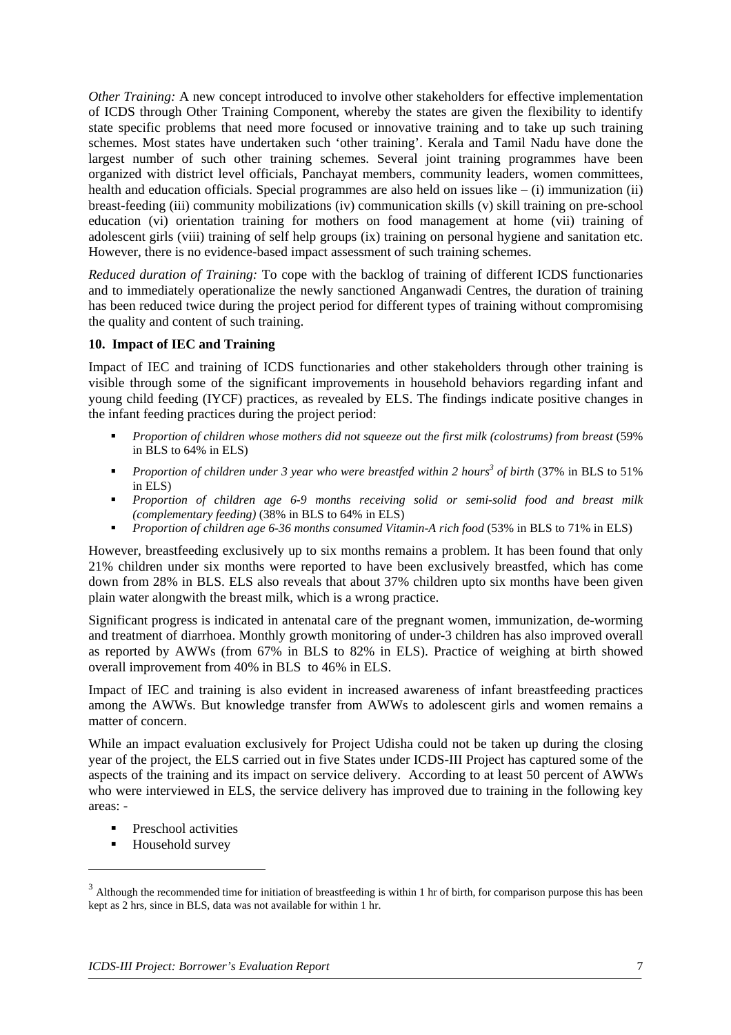*Other Training:* A new concept introduced to involve other stakeholders for effective implementation of ICDS through Other Training Component, whereby the states are given the flexibility to identify state specific problems that need more focused or innovative training and to take up such training schemes. Most states have undertaken such 'other training'. Kerala and Tamil Nadu have done the largest number of such other training schemes. Several joint training programmes have been organized with district level officials, Panchayat members, community leaders, women committees, health and education officials. Special programmes are also held on issues like – (i) immunization (ii) breast-feeding (iii) community mobilizations (iv) communication skills (v) skill training on pre-school education (vi) orientation training for mothers on food management at home (vii) training of adolescent girls (viii) training of self help groups (ix) training on personal hygiene and sanitation etc. However, there is no evidence-based impact assessment of such training schemes.

*Reduced duration of Training:* To cope with the backlog of training of different ICDS functionaries and to immediately operationalize the newly sanctioned Anganwadi Centres, the duration of training has been reduced twice during the project period for different types of training without compromising the quality and content of such training.

**10. Impact of IEC and Training**

Impact of IEC and training of ICDS functionaries and other stakeholders through other training is visible through some of the significant improvements in household behaviors regarding infant and young child feeding (IYCF) practices, as revealed by ELS. The findings indicate positive changes in the infant feeding practices during the project period:

- *Proportion of children whose mothers did not squeeze out the first milk (colostrums) from breast* (59% in BLS to 64% in ELS)
- *Proportion of children under 3 year who were breastfed within 2 hours[3] of birth* (37% in BLS to 51% in ELS)
- *Proportion of children age 6-9 months receiving solid or semi-solid food and breast milk (complementary feeding)* (38% in BLS to 64% in ELS)
- *Proportion of children age 6-36 months consumed Vitamin-A rich food* (53% in BLS to 71% in ELS)

However, breastfeeding exclusively up to six months remains a problem. It has been found that only 21% children under six months were reported to have been exclusively breastfed, which has come down from 28% in BLS. ELS also reveals that about 37% children upto six months have been given plain water alongwith the breast milk, which is a wrong practice.

Significant progress is indicated in antenatal care of the pregnant women, immunization, de-worming and treatment of diarrhoea. Monthly growth monitoring of under-3 children has also improved overall as reported by AWWs (from 67% in BLS to 82% in ELS). Practice of weighing at birth showed overall improvement from 40% in BLS to 46% in ELS.

Impact of IEC and training is also evident in increased awareness of infant breastfeeding practices among the AWWs. But knowledge transfer from AWWs to adolescent girls and women remains a matter of concern.

While an impact evaluation exclusively for Project Udisha could not be taken up during the closing year of the project, the ELS carried out in five States under ICDS-III Project has captured some of the aspects of the training and its impact on service delivery. According to at least 50 percent of AWWs who were interviewed in ELS, the service delivery has improved due to training in the following key areas: -

- Preschool activities
- Household survey

[3] Although the recommended time for initiation of breastfeeding is within 1 hr of birth, for comparison purpose this has been kept as 2 hrs, since in BLS, data was not available for within 1 hr.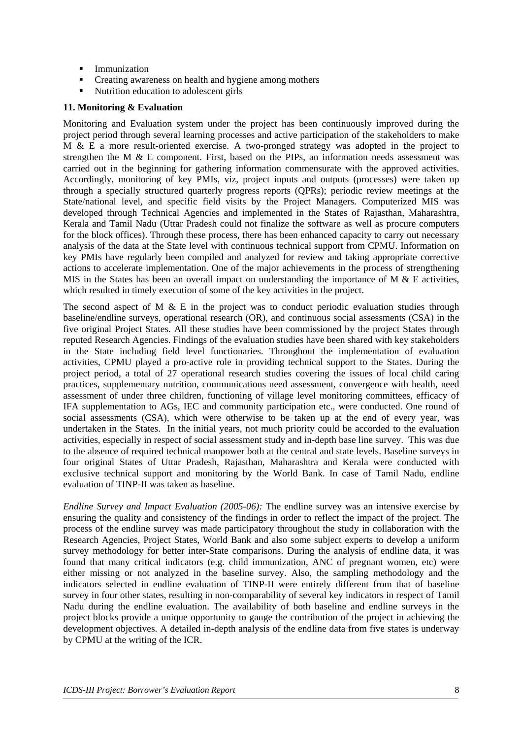- Immunization
- Creating awareness on health and hygiene among mothers
- Nutrition education to adolescent girls

**11. Monitoring & Evaluation**

Monitoring and Evaluation system under the project has been continuously improved during the project period through several learning processes and active participation of the stakeholders to make M & E a more result-oriented exercise. A two-pronged strategy was adopted in the project to strengthen the M & E component. First, based on the PIPs, an information needs assessment was carried out in the beginning for gathering information commensurate with the approved activities. Accordingly, monitoring of key PMIs, viz, project inputs and outputs (processes) were taken up through a specially structured quarterly progress reports (QPRs); periodic review meetings at the State/national level, and specific field visits by the Project Managers. Computerized MIS was developed through Technical Agencies and implemented in the States of Rajasthan, Maharashtra, Kerala and Tamil Nadu (Uttar Pradesh could not finalize the software as well as procure computers for the block offices). Through these process, there has been enhanced capacity to carry out necessary analysis of the data at the State level with continuous technical support from CPMU. Information on key PMIs have regularly been compiled and analyzed for review and taking appropriate corrective actions to accelerate implementation. One of the major achievements in the process of strengthening MIS in the States has been an overall impact on understanding the importance of M & E activities, which resulted in timely execution of some of the key activities in the project.

The second aspect of M & E in the project was to conduct periodic evaluation studies through baseline/endline surveys, operational research (OR), and continuous social assessments (CSA) in the five original Project States. All these studies have been commissioned by the project States through reputed Research Agencies. Findings of the evaluation studies have been shared with key stakeholders in the State including field level functionaries. Throughout the implementation of evaluation activities, CPMU played a pro-active role in providing technical support to the States. During the project period, a total of 27 operational research studies covering the issues of local child caring practices, supplementary nutrition, communications need assessment, convergence with health, need assessment of under three children, functioning of village level monitoring committees, efficacy of IFA supplementation to AGs, IEC and community participation etc., were conducted. One round of social assessments (CSA), which were otherwise to be taken up at the end of every year, was undertaken in the States. In the initial years, not much priority could be accorded to the evaluation activities, especially in respect of social assessment study and in-depth base line survey. This was due to the absence of required technical manpower both at the central and state levels. Baseline surveys in four original States of Uttar Pradesh, Rajasthan, Maharashtra and Kerala were conducted with exclusive technical support and monitoring by the World Bank. In case of Tamil Nadu, endline evaluation of TINP-II was taken as baseline.

*Endline Survey and Impact Evaluation (2005-06):* The endline survey was an intensive exercise by ensuring the quality and consistency of the findings in order to reflect the impact of the project. The process of the endline survey was made participatory throughout the study in collaboration with the Research Agencies, Project States, World Bank and also some subject experts to develop a uniform survey methodology for better inter-State comparisons. During the analysis of endline data, it was found that many critical indicators (e.g. child immunization, ANC of pregnant women, etc) were either missing or not analyzed in the baseline survey. Also, the sampling methodology and the indicators selected in endline evaluation of TINP-II were entirely different from that of baseline survey in four other states, resulting in non-comparability of several key indicators in respect of Tamil Nadu during the endline evaluation. The availability of both baseline and endline surveys in the project blocks provide a unique opportunity to gauge the contribution of the project in achieving the development objectives. A detailed in-depth analysis of the endline data from five states is underway by CPMU at the writing of the ICR.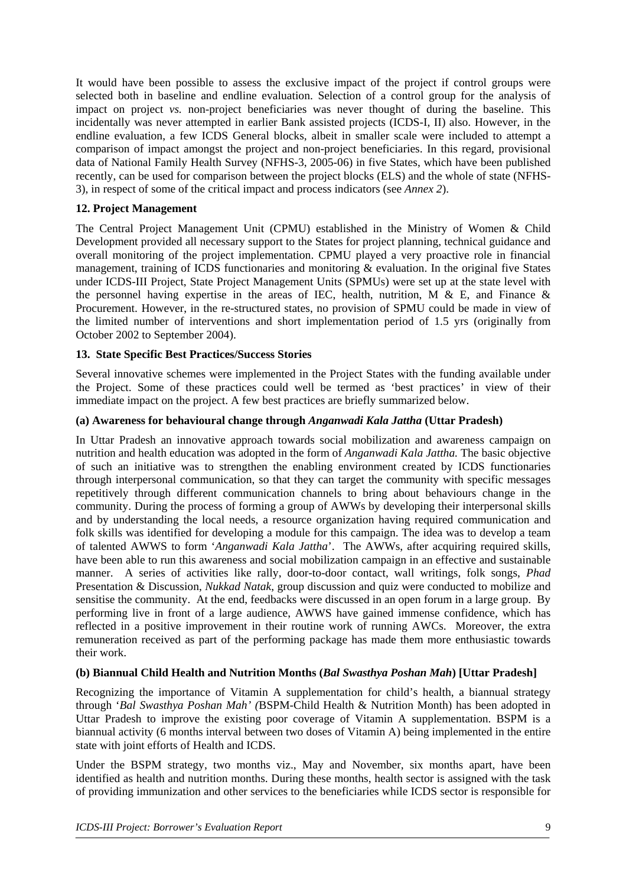It would have been possible to assess the exclusive impact of the project if control groups were selected both in baseline and endline evaluation. Selection of a control group for the analysis of impact on project *vs.* non-project beneficiaries was never thought of during the baseline. This incidentally was never attempted in earlier Bank assisted projects (ICDS-I, II) also. However, in the endline evaluation, a few ICDS General blocks, albeit in smaller scale were included to attempt a comparison of impact amongst the project and non-project beneficiaries. In this regard, provisional data of National Family Health Survey (NFHS-3, 2005-06) in five States, which have been published recently, can be used for comparison between the project blocks (ELS) and the whole of state (NFHS-3), in respect of some of the critical impact and process indicators (see *Annex 2*).

### 12. Project Management

The Central Project Management Unit (CPMU) established in the Ministry of Women & Child Development provided all necessary support to the States for project planning, technical guidance and overall monitoring of the project implementation. CPMU played a very proactive role in financial management, training of ICDS functionaries and monitoring & evaluation. In the original five States under ICDS-III Project, State Project Management Units (SPMUs) were set up at the state level with the personnel having expertise in the areas of IEC, health, nutrition, M & E, and Finance & Procurement. However, in the re-structured states, no provision of SPMU could be made in view of the limited number of interventions and short implementation period of 1.5 yrs (originally from October 2002 to September 2004).

### 13. State Specific Best Practices/Success Stories

Several innovative schemes were implemented in the Project States with the funding available under the Project. Some of these practices could well be termed as 'best practices' in view of their immediate impact on the project. A few best practices are briefly summarized below.

#### (a) Awareness for behavioural change through *Anganwadi Kala Jattha* (Uttar Pradesh)

In Uttar Pradesh an innovative approach towards social mobilization and awareness campaign on nutrition and health education was adopted in the form of *Anganwadi Kala Jattha.* The basic objective of such an initiative was to strengthen the enabling environment created by ICDS functionaries through interpersonal communication, so that they can target the community with specific messages repetitively through different communication channels to bring about behaviours change in the community. During the process of forming a group of AWWs by developing their interpersonal skills and by understanding the local needs, a resource organization having required communication and folk skills was identified for developing a module for this campaign. The idea was to develop a team of talented AWWS to form '*Anganwadi Kala Jattha*'. The AWWs, after acquiring required skills, have been able to run this awareness and social mobilization campaign in an effective and sustainable manner. A series of activities like rally, door-to-door contact, wall writings, folk songs, *Phad* Presentation & Discussion, *Nukkad Natak*, group discussion and quiz were conducted to mobilize and sensitise the community. At the end, feedbacks were discussed in an open forum in a large group. By performing live in front of a large audience, AWWS have gained immense confidence, which has reflected in a positive improvement in their routine work of running AWCs. Moreover, the extra remuneration received as part of the performing package has made them more enthusiastic towards their work.

#### (b) Biannual Child Health and Nutrition Months (*Bal Swasthya Poshan Mah*) [Uttar Pradesh]

Recognizing the importance of Vitamin A supplementation for child's health, a biannual strategy through '*Bal Swasthya Poshan Mah' (*BSPM-Child Health & Nutrition Month) has been adopted in Uttar Pradesh to improve the existing poor coverage of Vitamin A supplementation. BSPM is a biannual activity (6 months interval between two doses of Vitamin A) being implemented in the entire state with joint efforts of Health and ICDS.

Under the BSPM strategy, two months viz., May and November, six months apart, have been identified as health and nutrition months. During these months, health sector is assigned with the task of providing immunization and other services to the beneficiaries while ICDS sector is responsible for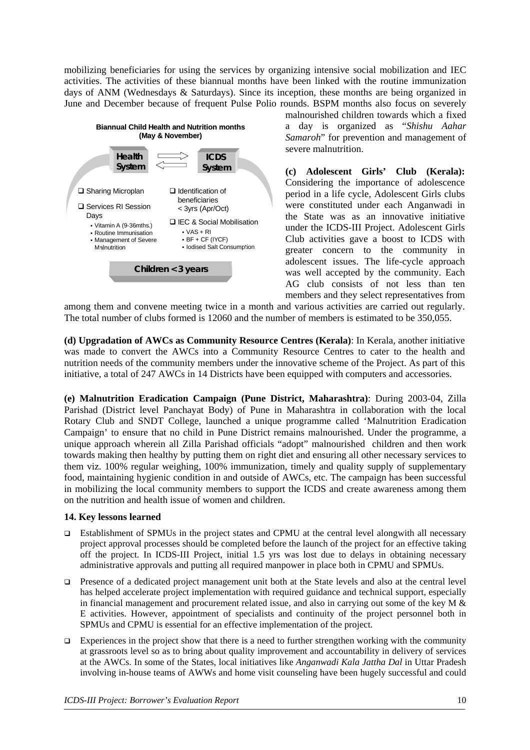mobilizing beneficiaries for using the services by organizing intensive social mobilization and IEC activities. The activities of these biannual months have been linked with the routine immunization days of ANM (Wednesdays & Saturdays). Since its inception, these months are being organized in June and December because of frequent Pulse Polio rounds. BSPM months also focus on severely malnourished children towards which a fixed a day is organized as "*Shishu Aahar Samaroh*" for prevention and management of severe malnutrition.

**Biannual Child Health and Nutrition months (May & November)**

| Health System | ICDS System |
| --- | --- |
| ❑ Sharing Microplan | ❑ Identification of beneficiaries < 3yrs (Apr/Oct) |
| ❑ Services RI Session Days<br>▪ Vitamin A (9-36mths.)<br>▪ Routine Immunisation<br>▪ Management of Severe Malnutrition | ❑ IEC & Social Mobilisation<br>▪ VAS + RI<br>▪ BF + CF (IYCF)<br>▪ Iodised Salt Consumption |

**Children < 3 years**

**(c) Adolescent Girls' Club (Kerala):** Considering the importance of adolescence period in a life cycle, Adolescent Girls clubs were constituted under each Anganwadi in the State was as an innovative initiative under the ICDS-III Project. Adolescent Girls Club activities gave a boost to ICDS with greater concern to the community in adolescent issues. The life-cycle approach was well accepted by the community. Each AG club consists of not less than ten members and they select representatives from among them and convene meeting twice in a month and various activities are carried out regularly. The total number of clubs formed is 12060 and the number of members is estimated to be 350,055.

**(d) Upgradation of AWCs as Community Resource Centres (Kerala)**: In Kerala, another initiative was made to convert the AWCs into a Community Resource Centres to cater to the health and nutrition needs of the community members under the innovative scheme of the Project. As part of this initiative, a total of 247 AWCs in 14 Districts have been equipped with computers and accessories.

**(e) Malnutrition Eradication Campaign (Pune District, Maharashtra)**: During 2003-04, Zilla Parishad (District level Panchayat Body) of Pune in Maharashtra in collaboration with the local Rotary Club and SNDT College, launched a unique programme called 'Malnutrition Eradication Campaign' to ensure that no child in Pune District remains malnourished. Under the programme, a unique approach wherein all Zilla Parishad officials "adopt" malnourished children and then work towards making then healthy by putting them on right diet and ensuring all other necessary services to them viz. 100% regular weighing, 100% immunization, timely and quality supply of supplementary food, maintaining hygienic condition in and outside of AWCs, etc. The campaign has been successful in mobilizing the local community members to support the ICDS and create awareness among them on the nutrition and health issue of women and children.

### 14. Key lessons learned

- Establishment of SPMUs in the project states and CPMU at the central level alongwith all necessary project approval processes should be completed before the launch of the project for an effective taking off the project. In ICDS-III Project, initial 1.5 yrs was lost due to delays in obtaining necessary administrative approvals and putting all required manpower in place both in CPMU and SPMUs.
- Presence of a dedicated project management unit both at the State levels and also at the central level has helped accelerate project implementation with required guidance and technical support, especially in financial management and procurement related issue, and also in carrying out some of the key M & E activities. However, appointment of specialists and continuity of the project personnel both in SPMUs and CPMU is essential for an effective implementation of the project.
- Experiences in the project show that there is a need to further strengthen working with the community at grassroots level so as to bring about quality improvement and accountability in delivery of services at the AWCs. In some of the States, local initiatives like *Anganwadi Kala Jattha Dal* in Uttar Pradesh involving in-house teams of AWWs and home visit counseling have been hugely successful and could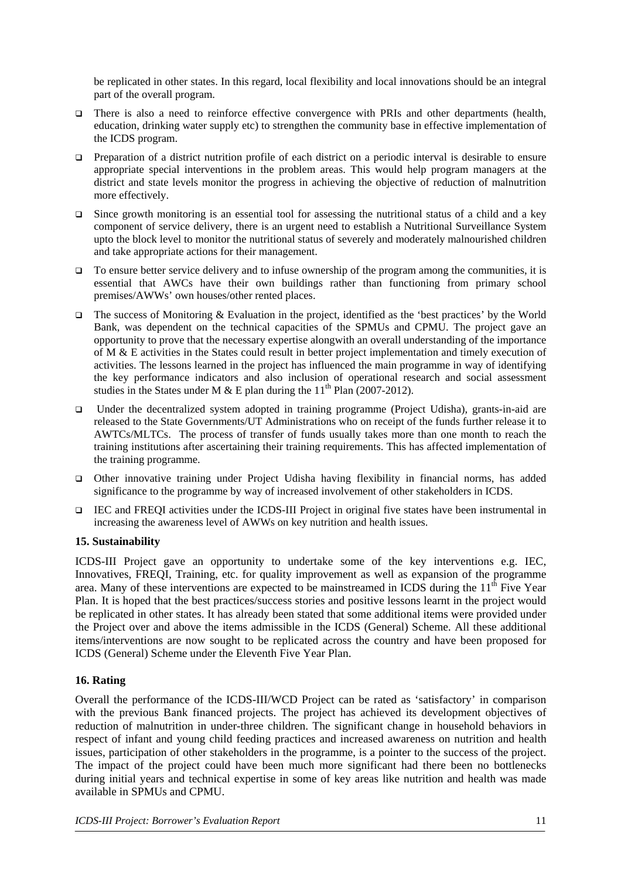be replicated in other states. In this regard, local flexibility and local innovations should be an integral part of the overall program.

- There is also a need to reinforce effective convergence with PRIs and other departments (health, education, drinking water supply etc) to strengthen the community base in effective implementation of the ICDS program.
- Preparation of a district nutrition profile of each district on a periodic interval is desirable to ensure appropriate special interventions in the problem areas. This would help program managers at the district and state levels monitor the progress in achieving the objective of reduction of malnutrition more effectively.
- Since growth monitoring is an essential tool for assessing the nutritional status of a child and a key component of service delivery, there is an urgent need to establish a Nutritional Surveillance System upto the block level to monitor the nutritional status of severely and moderately malnourished children and take appropriate actions for their management.
- To ensure better service delivery and to infuse ownership of the program among the communities, it is essential that AWCs have their own buildings rather than functioning from primary school premises/AWWs' own houses/other rented places.
- The success of Monitoring & Evaluation in the project, identified as the 'best practices' by the World Bank, was dependent on the technical capacities of the SPMUs and CPMU. The project gave an opportunity to prove that the necessary expertise alongwith an overall understanding of the importance of M & E activities in the States could result in better project implementation and timely execution of activities. The lessons learned in the project has influenced the main programme in way of identifying the key performance indicators and also inclusion of operational research and social assessment studies in the States under M & E plan during the 11th Plan (2007-2012).
- Under the decentralized system adopted in training programme (Project Udisha), grants-in-aid are released to the State Governments/UT Administrations who on receipt of the funds further release it to AWTCs/MLTCs. The process of transfer of funds usually takes more than one month to reach the training institutions after ascertaining their training requirements. This has affected implementation of the training programme.
- Other innovative training under Project Udisha having flexibility in financial norms, has added significance to the programme by way of increased involvement of other stakeholders in ICDS.
- IEC and FREQI activities under the ICDS-III Project in original five states have been instrumental in increasing the awareness level of AWWs on key nutrition and health issues.

**15. Sustainability**

ICDS-III Project gave an opportunity to undertake some of the key interventions e.g. IEC, Innovatives, FREQI, Training, etc. for quality improvement as well as expansion of the programme area. Many of these interventions are expected to be mainstreamed in ICDS during the 11th Five Year Plan. It is hoped that the best practices/success stories and positive lessons learnt in the project would be replicated in other states. It has already been stated that some additional items were provided under the Project over and above the items admissible in the ICDS (General) Scheme. All these additional items/interventions are now sought to be replicated across the country and have been proposed for ICDS (General) Scheme under the Eleventh Five Year Plan.

**16. Rating**

Overall the performance of the ICDS-III/WCD Project can be rated as 'satisfactory' in comparison with the previous Bank financed projects. The project has achieved its development objectives of reduction of malnutrition in under-three children. The significant change in household behaviors in respect of infant and young child feeding practices and increased awareness on nutrition and health issues, participation of other stakeholders in the programme, is a pointer to the success of the project. The impact of the project could have been much more significant had there been no bottlenecks during initial years and technical expertise in some of key areas like nutrition and health was made available in SPMUs and CPMU.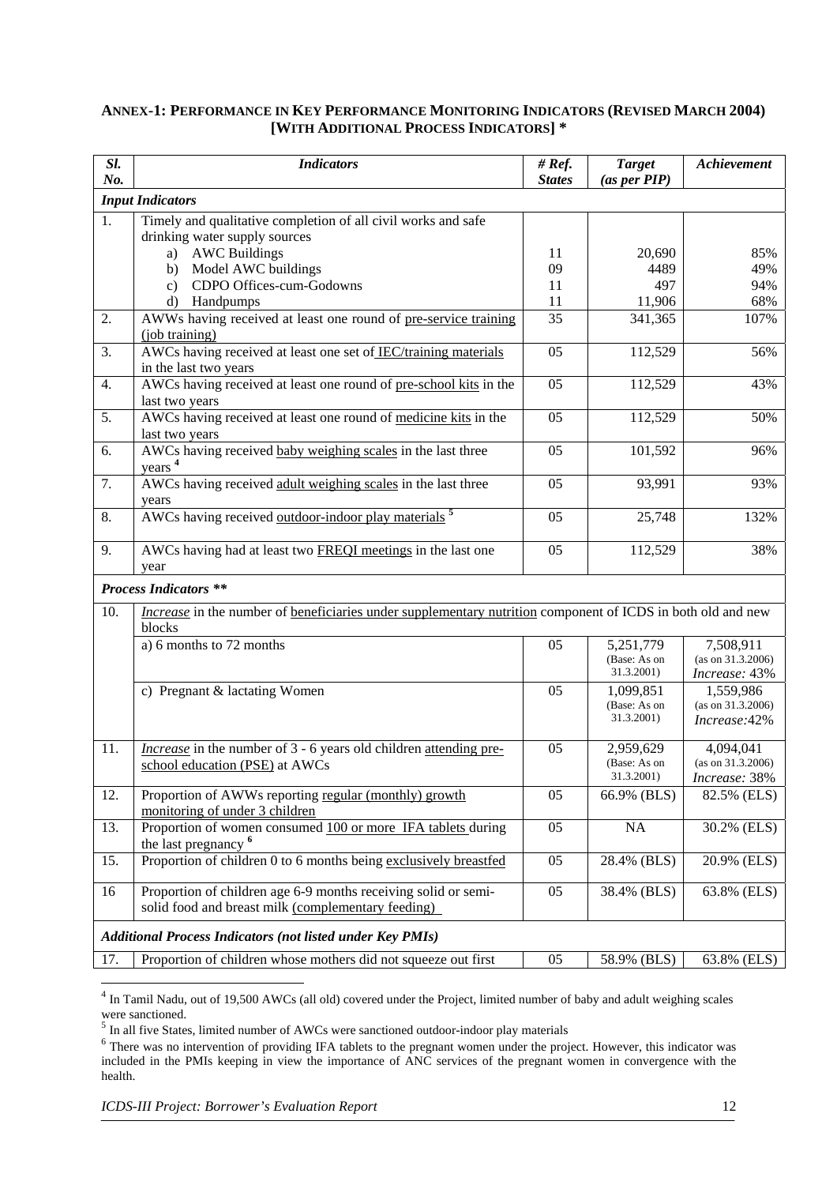### ANNEX-1: PERFORMANCE IN KEY PERFORMANCE MONITORING INDICATORS (REVISED MARCH 2004) [WITH ADDITIONAL PROCESS INDICATORS] *

| *Sl. No.* | *Indicators* | *# Ref. States* | *Target (as per PIP)* | *Achievement* |
|---|---|---|---|---|
| ***Input Indicators*** | | | | |
| 1. | Timely and qualitative completion of all civil works and safe drinking water supply sources | | | |
| | a) AWC Buildings | 11 | 20,690 | 85% |
| | b) Model AWC buildings | 09 | 4489 | 49% |
| | c) CDPO Offices-cum-Godowns | 11 | 497 | 94% |
| | d) Handpumps | 11 | 11,906 | 68% |
| 2. | AWWs having received at least one round of pre-service training (job training) | 35 | 341,365 | 107% |
| 3. | AWCs having received at least one set of IEC/training materials in the last two years | 05 | 112,529 | 56% |
| 4. | AWCs having received at least one round of pre-school kits in the last two years | 05 | 112,529 | 43% |
| 5. | AWCs having received at least one round of medicine kits in the last two years | 05 | 112,529 | 50% |
| 6. | AWCs having received baby weighing scales in the last three years [4] | 05 | 101,592 | 96% |
| 7. | AWCs having received adult weighing scales in the last three years | 05 | 93,991 | 93% |
| 8. | AWCs having received outdoor-indoor play materials [5] | 05 | 25,748 | 132% |
| 9. | AWCs having had at least two FREQI meetings in the last one year | 05 | 112,529 | 38% |
| ***Process Indicators \*\**** | | | | |
| 10. | *Increase* in the number of beneficiaries under supplementary nutrition component of ICDS in both old and new blocks | | | |
| | a) 6 months to 72 months | 05 | 5,251,779 (Base: As on 31.3.2001) | 7,508,911 (as on 31.3.2006) *Increase:* 43% |
| | c) Pregnant & lactating Women | 05 | 1,099,851 (Base: As on 31.3.2001) | 1,559,986 (as on 31.3.2006) *Increase:*42% |
| 11. | *Increase* in the number of 3 - 6 years old children attending pre-school education (PSE) at AWCs | 05 | 2,959,629 (Base: As on 31.3.2001) | 4,094,041 (as on 31.3.2006) *Increase:* 38% |
| 12. | Proportion of AWWs reporting regular (monthly) growth monitoring of under 3 children | 05 | 66.9% (BLS) | 82.5% (ELS) |
| 13. | Proportion of women consumed 100 or more IFA tablets during the last pregnancy [6] | 05 | NA | 30.2% (ELS) |
| 15. | Proportion of children 0 to 6 months being exclusively breastfed | 05 | 28.4% (BLS) | 20.9% (ELS) |
| 16 | Proportion of children age 6-9 months receiving solid or semi-solid food and breast milk (complementary feeding) | 05 | 38.4% (BLS) | 63.8% (ELS) |
| ***Additional Process Indicators (not listed under Key PMIs)*** | | | | |
| 17. | Proportion of children whose mothers did not squeeze out first | 05 | 58.9% (BLS) | 63.8% (ELS) |

[4] In Tamil Nadu, out of 19,500 AWCs (all old) covered under the Project, limited number of baby and adult weighing scales were sanctioned.

[5] In all five States, limited number of AWCs were sanctioned outdoor-indoor play materials

[6] There was no intervention of providing IFA tablets to the pregnant women under the project. However, this indicator was included in the PMIs keeping in view the importance of ANC services of the pregnant women in convergence with the health.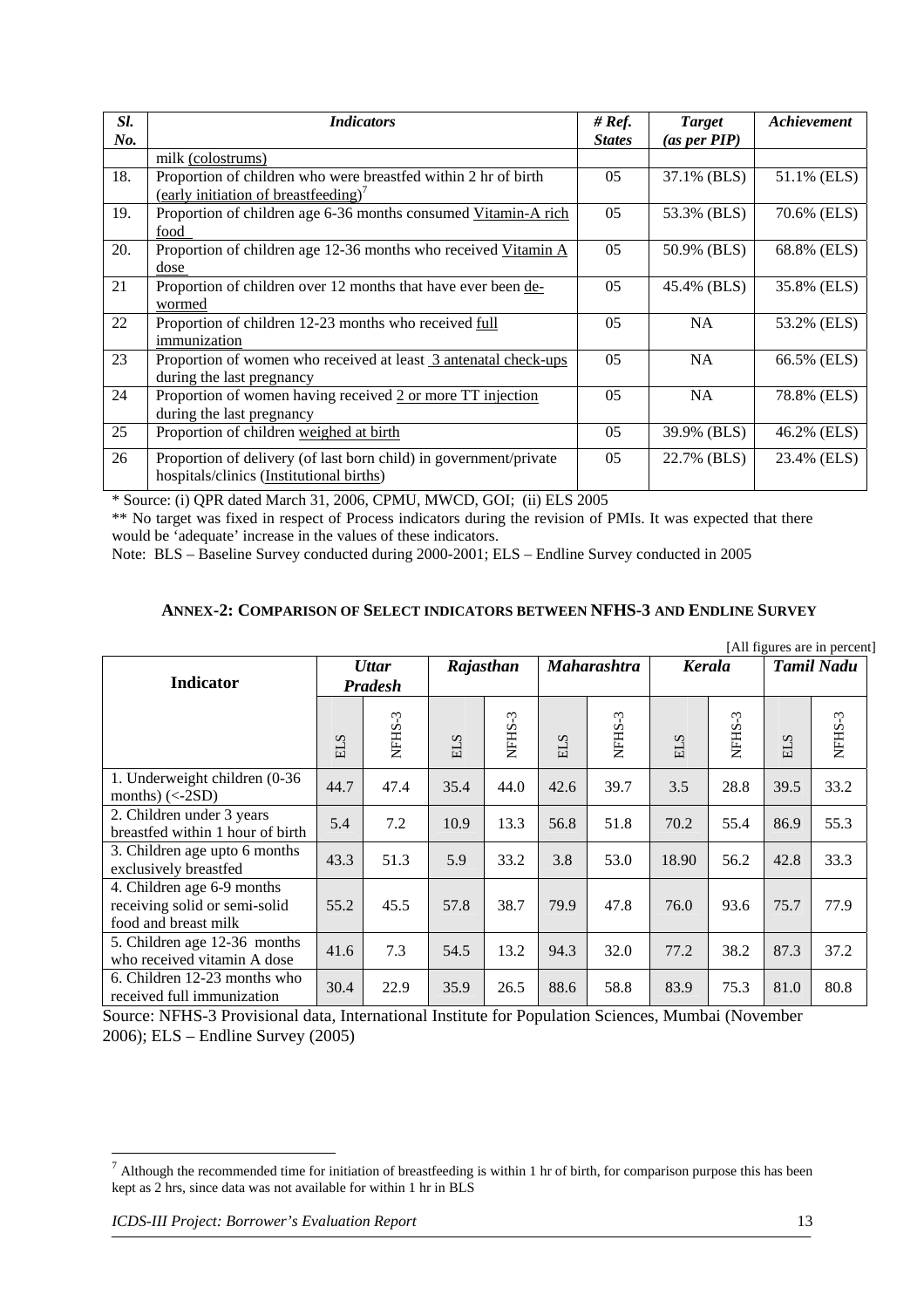| Sl. No. | Indicators | # Ref. States | Target (as per PIP) | Achievement |
|---|---|---|---|---|
| | milk (colostrums) | | | |
| 18. | Proportion of children who were breastfed within 2 hr of birth (early initiation of breastfeeding)[7] | 05 | 37.1% (BLS) | 51.1% (ELS) |
| 19. | Proportion of children age 6-36 months consumed Vitamin-A rich food | 05 | 53.3% (BLS) | 70.6% (ELS) |
| 20. | Proportion of children age 12-36 months who received Vitamin A dose | 05 | 50.9% (BLS) | 68.8% (ELS) |
| 21 | Proportion of children over 12 months that have ever been de-wormed | 05 | 45.4% (BLS) | 35.8% (ELS) |
| 22 | Proportion of children 12-23 months who received full immunization | 05 | NA | 53.2% (ELS) |
| 23 | Proportion of women who received at least 3 antenatal check-ups during the last pregnancy | 05 | NA | 66.5% (ELS) |
| 24 | Proportion of women having received 2 or more TT injection during the last pregnancy | 05 | NA | 78.8% (ELS) |
| 25 | Proportion of children weighed at birth | 05 | 39.9% (BLS) | 46.2% (ELS) |
| 26 | Proportion of delivery (of last born child) in government/private hospitals/clinics (Institutional births) | 05 | 22.7% (BLS) | 23.4% (ELS) |

* Source: (i) QPR dated March 31, 2006, CPMU, MWCD, GOI; (ii) ELS 2005

** No target was fixed in respect of Process indicators during the revision of PMIs. It was expected that there would be 'adequate' increase in the values of these indicators.

Note: BLS – Baseline Survey conducted during 2000-2001; ELS – Endline Survey conducted in 2005

## ANNEX-2: COMPARISON OF SELECT INDICATORS BETWEEN NFHS-3 AND ENDLINE SURVEY

[All figures are in percent]

| Indicator | Uttar Pradesh | | Rajasthan | | Maharashtra | | Kerala | | Tamil Nadu | |
|---|---|---|---|---|---|---|---|---|---|---|
| | ELS | NFHS-3 | ELS | NFHS-3 | ELS | NFHS-3 | ELS | NFHS-3 | ELS | NFHS-3 |
| 1. Underweight children (0-36 months) (<-2SD) | 44.7 | 47.4 | 35.4 | 44.0 | 42.6 | 39.7 | 3.5 | 28.8 | 39.5 | 33.2 |
| 2. Children under 3 years breastfed within 1 hour of birth | 5.4 | 7.2 | 10.9 | 13.3 | 56.8 | 51.8 | 70.2 | 55.4 | 86.9 | 55.3 |
| 3. Children age upto 6 months exclusively breastfed | 43.3 | 51.3 | 5.9 | 33.2 | 3.8 | 53.0 | 18.90 | 56.2 | 42.8 | 33.3 |
| 4. Children age 6-9 months receiving solid or semi-solid food and breast milk | 55.2 | 45.5 | 57.8 | 38.7 | 79.9 | 47.8 | 76.0 | 93.6 | 75.7 | 77.9 |
| 5. Children age 12-36 months who received vitamin A dose | 41.6 | 7.3 | 54.5 | 13.2 | 94.3 | 32.0 | 77.2 | 38.2 | 87.3 | 37.2 |
| 6. Children 12-23 months who received full immunization | 30.4 | 22.9 | 35.9 | 26.5 | 88.6 | 58.8 | 83.9 | 75.3 | 81.0 | 80.8 |

Source: NFHS-3 Provisional data, International Institute for Population Sciences, Mumbai (November 2006); ELS – Endline Survey (2005)

[7] Although the recommended time for initiation of breastfeeding is within 1 hr of birth, for comparison purpose this has been kept as 2 hrs, since data was not available for within 1 hr in BLS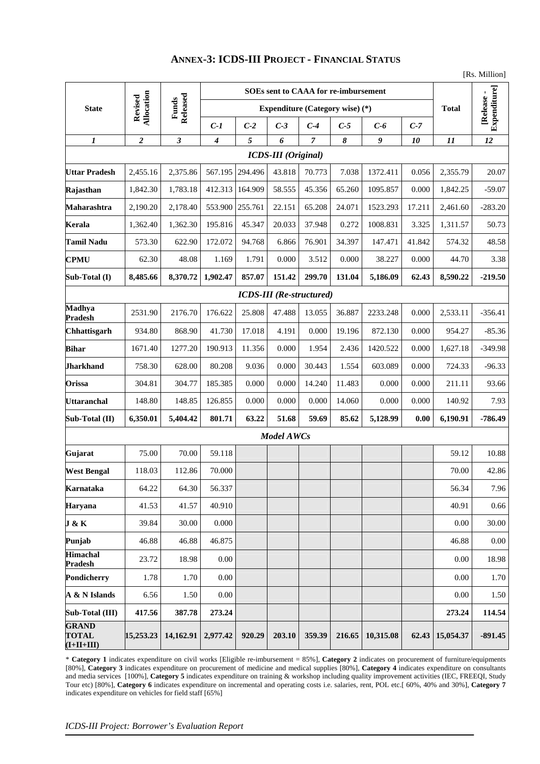## ANNEX-3: ICDS-III PROJECT - FINANCIAL STATUS

[Rs. Million]

| State | Revised Allocation | Funds Released | SOEs sent to CAAA for re-imbursement | | | | | | | | [Release - Expenditure] |
|---|---|---|---|---|---|---|---|---|---|---|---|
| | | | Expenditure (Category wise) (*) | | | | | | | Total | |
| | | | C-1 | C-2 | C-3 | C-4 | C-5 | C-6 | C-7 | | |
| *1* | *2* | *3* | *4* | *5* | *6* | *7* | *8* | *9* | *10* | *11* | *12* |
| ***ICDS-III (Original)*** | | | | | | | | | | | |
| **Uttar Pradesh** | 2,455.16 | 2,375.86 | 567.195 | 294.496 | 43.818 | 70.773 | 7.038 | 1372.411 | 0.056 | 2,355.79 | 20.07 |
| **Rajasthan** | 1,842.30 | 1,783.18 | 412.313 | 164.909 | 58.555 | 45.356 | 65.260 | 1095.857 | 0.000 | 1,842.25 | -59.07 |
| **Maharashtra** | 2,190.20 | 2,178.40 | 553.900 | 255.761 | 22.151 | 65.208 | 24.071 | 1523.293 | 17.211 | 2,461.60 | -283.20 |
| **Kerala** | 1,362.40 | 1,362.30 | 195.816 | 45.347 | 20.033 | 37.948 | 0.272 | 1008.831 | 3.325 | 1,311.57 | 50.73 |
| **Tamil Nadu** | 573.30 | 622.90 | 172.072 | 94.768 | 6.866 | 76.901 | 34.397 | 147.471 | 41.842 | 574.32 | 48.58 |
| **CPMU** | 62.30 | 48.08 | 1.169 | 1.791 | 0.000 | 3.512 | 0.000 | 38.227 | 0.000 | 44.70 | 3.38 |
| **Sub-Total (I)** | **8,485.66** | **8,370.72** | **1,902.47** | **857.07** | **151.42** | **299.70** | **131.04** | **5,186.09** | **62.43** | **8,590.22** | **-219.50** |
| ***ICDS-III (Re-structured)*** | | | | | | | | | | | |
| **Madhya Pradesh** | 2531.90 | 2176.70 | 176.622 | 25.808 | 47.488 | 13.055 | 36.887 | 2233.248 | 0.000 | 2,533.11 | -356.41 |
| **Chhattisgarh** | 934.80 | 868.90 | 41.730 | 17.018 | 4.191 | 0.000 | 19.196 | 872.130 | 0.000 | 954.27 | -85.36 |
| **Bihar** | 1671.40 | 1277.20 | 190.913 | 11.356 | 0.000 | 1.954 | 2.436 | 1420.522 | 0.000 | 1,627.18 | -349.98 |
| **Jharkhand** | 758.30 | 628.00 | 80.208 | 9.036 | 0.000 | 30.443 | 1.554 | 603.089 | 0.000 | 724.33 | -96.33 |
| **Orissa** | 304.81 | 304.77 | 185.385 | 0.000 | 0.000 | 14.240 | 11.483 | 0.000 | 0.000 | 211.11 | 93.66 |
| **Uttaranchal** | 148.80 | 148.85 | 126.855 | 0.000 | 0.000 | 0.000 | 14.060 | 0.000 | 0.000 | 140.92 | 7.93 |
| **Sub-Total (II)** | **6,350.01** | **5,404.42** | **801.71** | **63.22** | **51.68** | **59.69** | **85.62** | **5,128.99** | **0.00** | **6,190.91** | **-786.49** |
| ***Model AWCs*** | | | | | | | | | | | |
| **Gujarat** | 75.00 | 70.00 | 59.118 | | | | | | | 59.12 | 10.88 |
| **West Bengal** | 118.03 | 112.86 | 70.000 | | | | | | | 70.00 | 42.86 |
| **Karnataka** | 64.22 | 64.30 | 56.337 | | | | | | | 56.34 | 7.96 |
| **Haryana** | 41.53 | 41.57 | 40.910 | | | | | | | 40.91 | 0.66 |
| **J & K** | 39.84 | 30.00 | 0.000 | | | | | | | 0.00 | 30.00 |
| **Punjab** | 46.88 | 46.88 | 46.875 | | | | | | | 46.88 | 0.00 |
| **Himachal Pradesh** | 23.72 | 18.98 | 0.00 | | | | | | | 0.00 | 18.98 |
| **Pondicherry** | 1.78 | 1.70 | 0.00 | | | | | | | 0.00 | 1.70 |
| **A & N Islands** | 6.56 | 1.50 | 0.00 | | | | | | | 0.00 | 1.50 |
| **Sub-Total (III)** | **417.56** | **387.78** | **273.24** | | | | | | | **273.24** | **114.54** |
| **GRAND TOTAL (I+II+III)** | **15,253.23** | **14,162.91** | **2,977.42** | **920.29** | **203.10** | **359.39** | **216.65** | **10,315.08** | **62.43** | **15,054.37** | **-891.45** |

\* **Category 1** indicates expenditure on civil works [Eligible re-imbursement = 85%], **Category 2** indicates on procurement of furniture/equipments [80%], **Category 3** indicates expenditure on procurement of medicine and medical supplies [80%], **Category 4** indicates expenditure on consultants and media services [100%], **Category 5** indicates expenditure on training & workshop including quality improvement activities (IEC, FREEQI, Study Tour etc) [80%], **Category 6** indicates expenditure on incremental and operating costs i.e. salaries, rent, POL etc.[ 60%, 40% and 30%], **Category 7** indicates expenditure on vehicles for field staff [65%]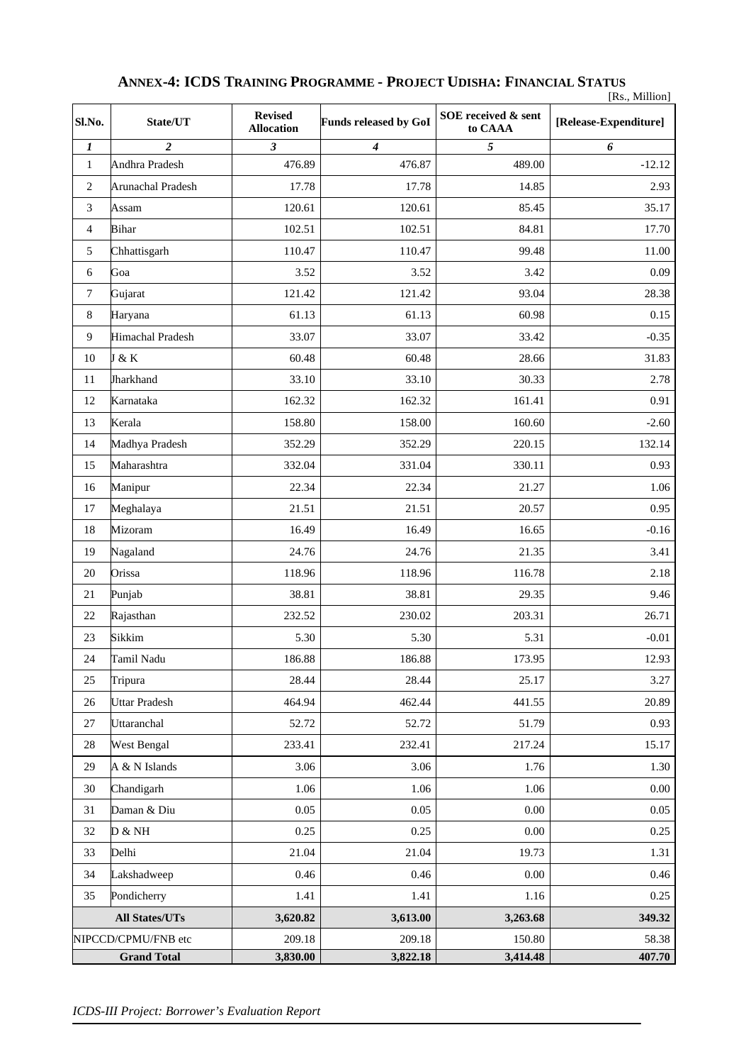## ANNEX-4: ICDS TRAINING PROGRAMME - PROJECT UDISHA: FINANCIAL STATUS

[Rs., Million]

| Sl.No. | State/UT | Revised Allocation | Funds released by GoI | SOE received & sent to CAAA | [Release-Expenditure] |
|---|---|---|---|---|---|
| *1* | *2* | *3* | *4* | *5* | *6* |
| 1 | Andhra Pradesh | 476.89 | 476.87 | 489.00 | -12.12 |
| 2 | Arunachal Pradesh | 17.78 | 17.78 | 14.85 | 2.93 |
| 3 | Assam | 120.61 | 120.61 | 85.45 | 35.17 |
| 4 | Bihar | 102.51 | 102.51 | 84.81 | 17.70 |
| 5 | Chhattisgarh | 110.47 | 110.47 | 99.48 | 11.00 |
| 6 | Goa | 3.52 | 3.52 | 3.42 | 0.09 |
| 7 | Gujarat | 121.42 | 121.42 | 93.04 | 28.38 |
| 8 | Haryana | 61.13 | 61.13 | 60.98 | 0.15 |
| 9 | Himachal Pradesh | 33.07 | 33.07 | 33.42 | -0.35 |
| 10 | J & K | 60.48 | 60.48 | 28.66 | 31.83 |
| 11 | Jharkhand | 33.10 | 33.10 | 30.33 | 2.78 |
| 12 | Karnataka | 162.32 | 162.32 | 161.41 | 0.91 |
| 13 | Kerala | 158.80 | 158.00 | 160.60 | -2.60 |
| 14 | Madhya Pradesh | 352.29 | 352.29 | 220.15 | 132.14 |
| 15 | Maharashtra | 332.04 | 331.04 | 330.11 | 0.93 |
| 16 | Manipur | 22.34 | 22.34 | 21.27 | 1.06 |
| 17 | Meghalaya | 21.51 | 21.51 | 20.57 | 0.95 |
| 18 | Mizoram | 16.49 | 16.49 | 16.65 | -0.16 |
| 19 | Nagaland | 24.76 | 24.76 | 21.35 | 3.41 |
| 20 | Orissa | 118.96 | 118.96 | 116.78 | 2.18 |
| 21 | Punjab | 38.81 | 38.81 | 29.35 | 9.46 |
| 22 | Rajasthan | 232.52 | 230.02 | 203.31 | 26.71 |
| 23 | Sikkim | 5.30 | 5.30 | 5.31 | -0.01 |
| 24 | Tamil Nadu | 186.88 | 186.88 | 173.95 | 12.93 |
| 25 | Tripura | 28.44 | 28.44 | 25.17 | 3.27 |
| 26 | Uttar Pradesh | 464.94 | 462.44 | 441.55 | 20.89 |
| 27 | Uttaranchal | 52.72 | 52.72 | 51.79 | 0.93 |
| 28 | West Bengal | 233.41 | 232.41 | 217.24 | 15.17 |
| 29 | A & N Islands | 3.06 | 3.06 | 1.76 | 1.30 |
| 30 | Chandigarh | 1.06 | 1.06 | 1.06 | 0.00 |
| 31 | Daman & Diu | 0.05 | 0.05 | 0.00 | 0.05 |
| 32 | D & NH | 0.25 | 0.25 | 0.00 | 0.25 |
| 33 | Delhi | 21.04 | 21.04 | 19.73 | 1.31 |
| 34 | Lakshadweep | 0.46 | 0.46 | 0.00 | 0.46 |
| 35 | Pondicherry | 1.41 | 1.41 | 1.16 | 0.25 |
| | **All States/UTs** | **3,620.82** | **3,613.00** | **3,263.68** | **349.32** |
| | NIPCCD/CPMU/FNB etc | 209.18 | 209.18 | 150.80 | 58.38 |
| | **Grand Total** | **3,830.00** | **3,822.18** | **3,414.48** | **407.70** |